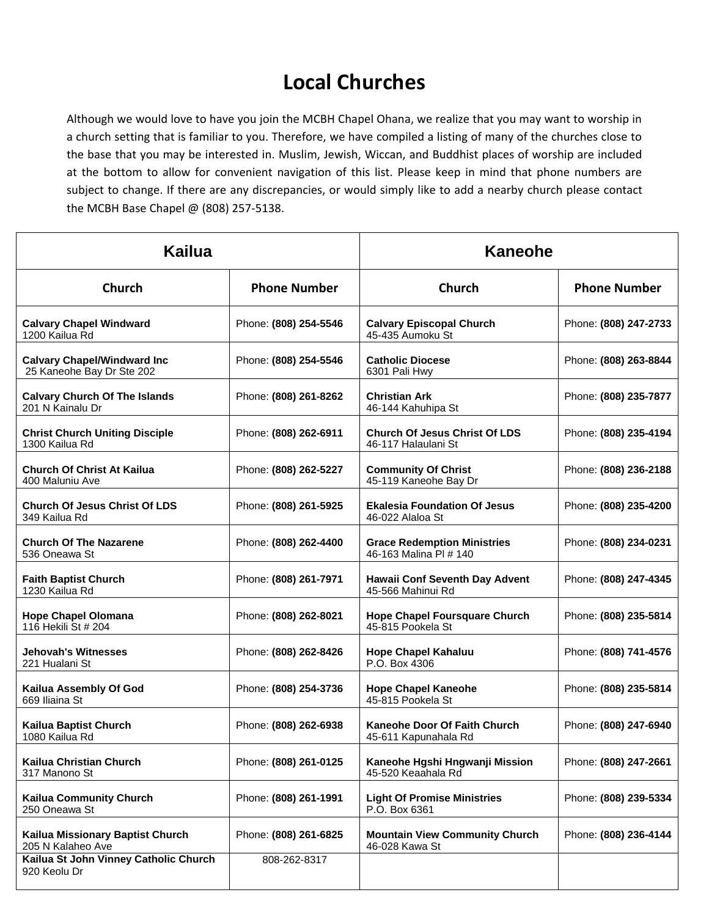# Local Churches

Although we would love to have you join the MCBH Chapel Ohana, we realize that you may want to worship in a church setting that is familiar to you. Therefore, we have compiled a listing of many of the churches close to the base that you may be interested in. Muslim, Jewish, Wiccan, and Buddhist places of worship are included at the bottom to allow for convenient navigation of this list. Please keep in mind that phone numbers are subject to change. If there are any discrepancies, or would simply like to add a nearby church please contact the MCBH Base Chapel @ (808) 257-5138.

| Kailua | | Kaneohe | |
|---|---|---|---|
| **Church** | **Phone Number** | **Church** | **Phone Number** |
| **Calvary Chapel Windward**<br>1200 Kailua Rd | Phone: **(808) 254-5546** | **Calvary Episcopal Church**<br>45-435 Aumoku St | Phone: **(808) 247-2733** |
| **Calvary Chapel/Windward Inc**<br>25 Kaneohe Bay Dr Ste 202 | Phone: **(808) 254-5546** | **Catholic Diocese**<br>6301 Pali Hwy | Phone: **(808) 263-8844** |
| **Calvary Church Of The Islands**<br>201 N Kainalu Dr | Phone: **(808) 261-8262** | **Christian Ark**<br>46-144 Kahuhipa St | Phone: **(808) 235-7877** |
| **Christ Church Uniting Disciple**<br>1300 Kailua Rd | Phone: **(808) 262-6911** | **Church Of Jesus Christ Of LDS**<br>46-117 Halaulani St | Phone: **(808) 235-4194** |
| **Church Of Christ At Kailua**<br>400 Maluniu Ave | Phone: **(808) 262-5227** | **Community Of Christ**<br>45-119 Kaneohe Bay Dr | Phone: **(808) 236-2188** |
| **Church Of Jesus Christ Of LDS**<br>349 Kailua Rd | Phone: **(808) 261-5925** | **Ekalesia Foundation Of Jesus**<br>46-022 Alaloa St | Phone: **(808) 235-4200** |
| **Church Of The Nazarene**<br>536 Oneawa St | Phone: **(808) 262-4400** | **Grace Redemption Ministries**<br>46-163 Malina Pl # 140 | Phone: **(808) 234-0231** |
| **Faith Baptist Church**<br>1230 Kailua Rd | Phone: **(808) 261-7971** | **Hawaii Conf Seventh Day Advent**<br>45-566 Mahinui Rd | Phone: **(808) 247-4345** |
| **Hope Chapel Olomana**<br>116 Hekili St # 204 | Phone: **(808) 262-8021** | **Hope Chapel Foursquare Church**<br>45-815 Pookela St | Phone: **(808) 235-5814** |
| **Jehovah's Witnesses**<br>221 Hualani St | Phone: **(808) 262-8426** | **Hope Chapel Kahaluu**<br>P.O. Box 4306 | Phone: **(808) 741-4576** |
| **Kailua Assembly Of God**<br>669 Iliaina St | Phone: **(808) 254-3736** | **Hope Chapel Kaneohe**<br>45-815 Pookela St | Phone: **(808) 235-5814** |
| **Kailua Baptist Church**<br>1080 Kailua Rd | Phone: **(808) 262-6938** | **Kaneohe Door Of Faith Church**<br>45-611 Kapunahala Rd | Phone: **(808) 247-6940** |
| **Kailua Christian Church**<br>317 Manono St | Phone: **(808) 261-0125** | **Kaneohe Hgshi Hngwanji Mission**<br>45-520 Keaahala Rd | Phone: **(808) 247-2661** |
| **Kailua Community Church**<br>250 Oneawa St | Phone: **(808) 261-1991** | **Light Of Promise Ministries**<br>P.O. Box 6361 | Phone: **(808) 239-5334** |
| **Kailua Missionary Baptist Church**<br>205 N Kalaheo Ave | Phone: **(808) 261-6825** | **Mountain View Community Church**<br>46-028 Kawa St | Phone: **(808) 236-4144** |
| **Kailua St John Vinney Catholic Church**<br>920 Keolu Dr | 808-262-8317 | | |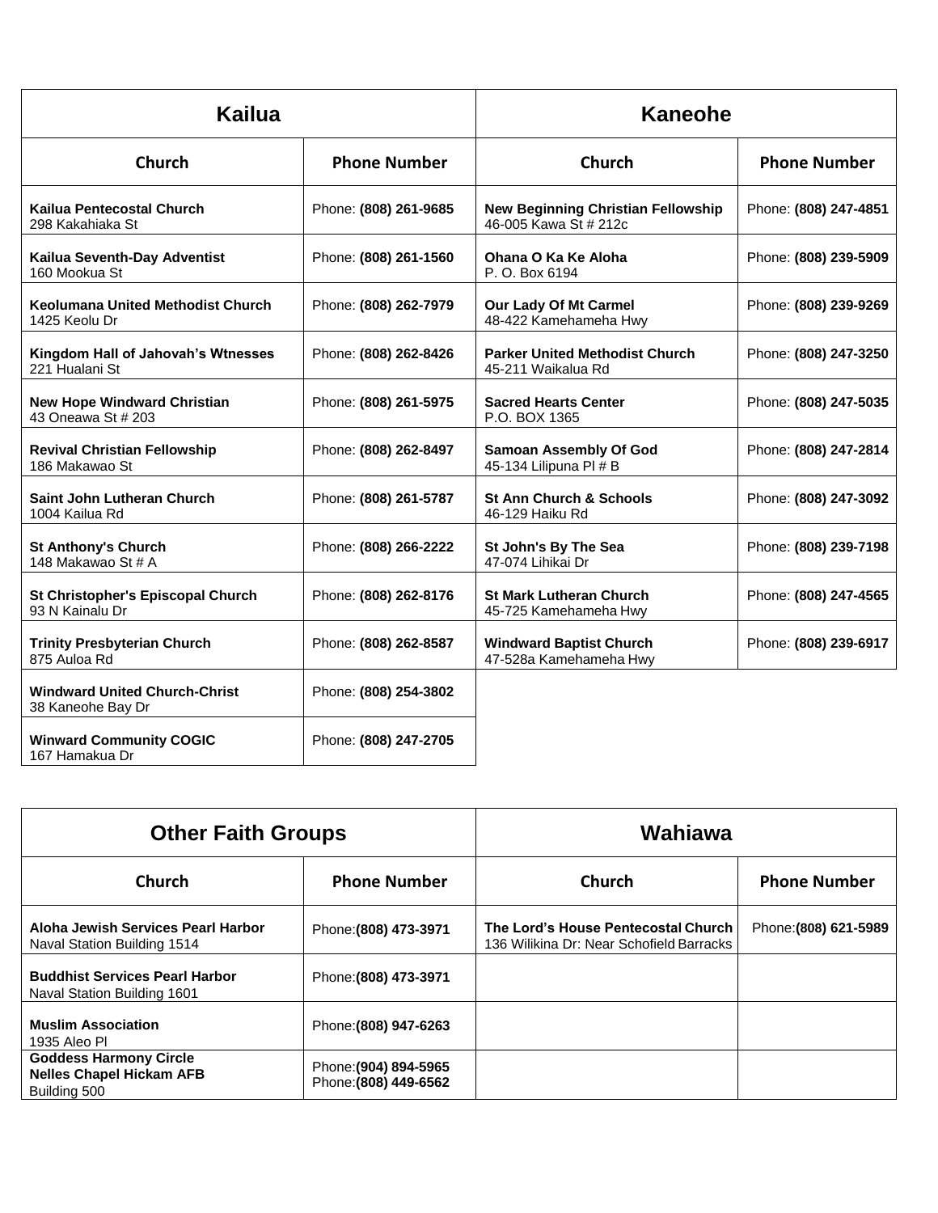| Kailua | | Kaneohe | |
|---|---|---|---|
| **Church** | **Phone Number** | **Church** | **Phone Number** |
| **Kailua Pentecostal Church** 298 Kakahiaka St | Phone: **(808) 261-9685** | **New Beginning Christian Fellowship** 46-005 Kawa St # 212c | Phone: **(808) 247-4851** |
| **Kailua Seventh-Day Adventist** 160 Mookua St | Phone: **(808) 261-1560** | **Ohana O Ka Ke Aloha** P. O. Box 6194 | Phone: **(808) 239-5909** |
| **Keolumana United Methodist Church** 1425 Keolu Dr | Phone: **(808) 262-7979** | **Our Lady Of Mt Carmel** 48-422 Kamehameha Hwy | Phone: **(808) 239-9269** |
| **Kingdom Hall of Jahovah's Wtnesses** 221 Hualani St | Phone: **(808) 262-8426** | **Parker United Methodist Church** 45-211 Waikalua Rd | Phone: **(808) 247-3250** |
| **New Hope Windward Christian** 43 Oneawa St # 203 | Phone: **(808) 261-5975** | **Sacred Hearts Center** P.O. BOX 1365 | Phone: **(808) 247-5035** |
| **Revival Christian Fellowship** 186 Makawao St | Phone: **(808) 262-8497** | **Samoan Assembly Of God** 45-134 Lilipuna Pl # B | Phone: **(808) 247-2814** |
| **Saint John Lutheran Church** 1004 Kailua Rd | Phone: **(808) 261-5787** | **St Ann Church & Schools** 46-129 Haiku Rd | Phone: **(808) 247-3092** |
| **St Anthony's Church** 148 Makawao St # A | Phone: **(808) 266-2222** | **St John's By The Sea** 47-074 Lihikai Dr | Phone: **(808) 239-7198** |
| **St Christopher's Episcopal Church** 93 N Kainalu Dr | Phone: **(808) 262-8176** | **St Mark Lutheran Church** 45-725 Kamehameha Hwy | Phone: **(808) 247-4565** |
| **Trinity Presbyterian Church** 875 Auloa Rd | Phone: **(808) 262-8587** | **Windward Baptist Church** 47-528a Kamehameha Hwy | Phone: **(808) 239-6917** |
| **Windward United Church-Christ** 38 Kaneohe Bay Dr | Phone: **(808) 254-3802** | | |
| **Winward Community COGIC** 167 Hamakua Dr | Phone: **(808) 247-2705** | | |

| Other Faith Groups | | Wahiawa | |
|---|---|---|---|
| **Church** | **Phone Number** | **Church** | **Phone Number** |
| **Aloha Jewish Services Pearl Harbor** Naval Station Building 1514 | Phone:**(808) 473-3971** | **The Lord's House Pentecostal Church** 136 Wilikina Dr: Near Schofield Barracks | Phone:**(808) 621-5989** |
| **Buddhist Services Pearl Harbor** Naval Station Building 1601 | Phone:**(808) 473-3971** | | |
| **Muslim Association** 1935 Aleo Pl | Phone:**(808) 947-6263** | | |
| **Goddess Harmony Circle** **Nelles Chapel Hickam AFB** Building 500 | Phone:**(904) 894-5965** Phone:**(808) 449-6562** | | |